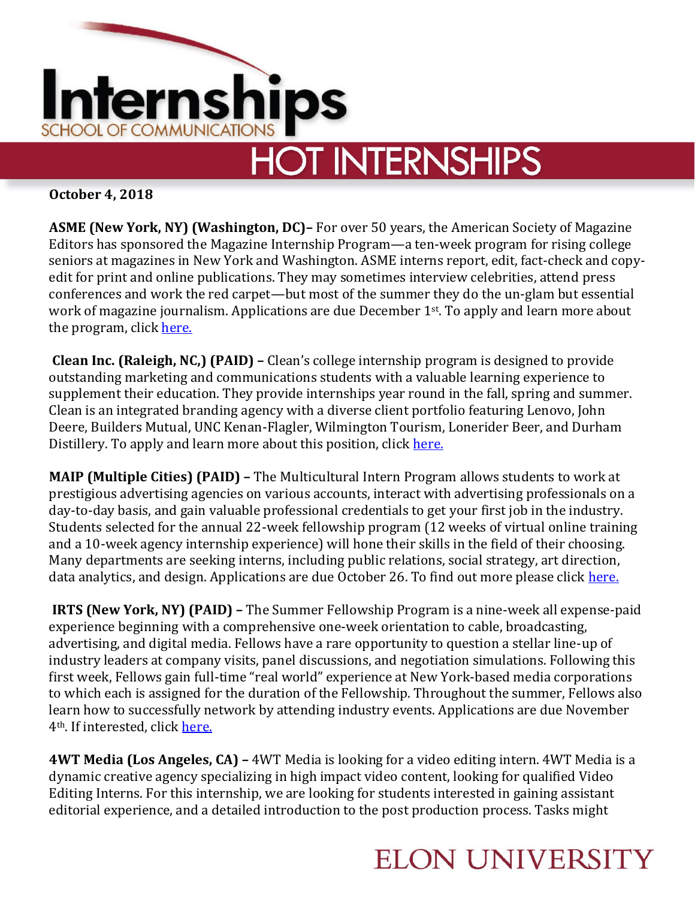# Internships
SCHOOL OF COMMUNICATIONS

## HOT INTERNSHIPS

**October 4, 2018**

**ASME (New York, NY) (Washington, DC)–** For over 50 years, the American Society of Magazine Editors has sponsored the Magazine Internship Program—a ten-week program for rising college seniors at magazines in New York and Washington. ASME interns report, edit, fact-check and copy-edit for print and online publications. They may sometimes interview celebrities, attend press conferences and work the red carpet—but most of the summer they do the un-glam but essential work of magazine journalism. Applications are due December 1st. To apply and learn more about the program, click here.

**Clean Inc. (Raleigh, NC,) (PAID) –** Clean's college internship program is designed to provide outstanding marketing and communications students with a valuable learning experience to supplement their education. They provide internships year round in the fall, spring and summer. Clean is an integrated branding agency with a diverse client portfolio featuring Lenovo, John Deere, Builders Mutual, UNC Kenan-Flagler, Wilmington Tourism, Lonerider Beer, and Durham Distillery. To apply and learn more about this position, click here.

**MAIP (Multiple Cities) (PAID) –** The Multicultural Intern Program allows students to work at prestigious advertising agencies on various accounts, interact with advertising professionals on a day-to-day basis, and gain valuable professional credentials to get your first job in the industry. Students selected for the annual 22-week fellowship program (12 weeks of virtual online training and a 10-week agency internship experience) will hone their skills in the field of their choosing. Many departments are seeking interns, including public relations, social strategy, art direction, data analytics, and design. Applications are due October 26. To find out more please click here.

**IRTS (New York, NY) (PAID) –** The Summer Fellowship Program is a nine-week all expense-paid experience beginning with a comprehensive one-week orientation to cable, broadcasting, advertising, and digital media. Fellows have a rare opportunity to question a stellar line-up of industry leaders at company visits, panel discussions, and negotiation simulations. Following this first week, Fellows gain full-time "real world" experience at New York-based media corporations to which each is assigned for the duration of the Fellowship. Throughout the summer, Fellows also learn how to successfully network by attending industry events. Applications are due November 4th. If interested, click here.

**4WT Media (Los Angeles, CA) –** 4WT Media is looking for a video editing intern. 4WT Media is a dynamic creative agency specializing in high impact video content, looking for qualified Video Editing Interns. For this internship, we are looking for students interested in gaining assistant editorial experience, and a detailed introduction to the post production process. Tasks might

ELON UNIVERSITY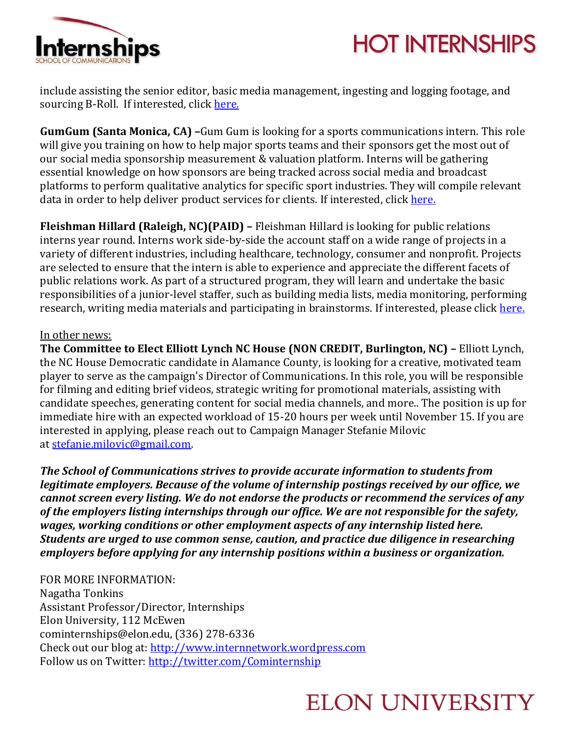include assisting the senior editor, basic media management, ingesting and logging footage, and sourcing B-Roll. If interested, click [here.]()

**GumGum (Santa Monica, CA) –** Gum Gum is looking for a sports communications intern. This role will give you training on how to help major sports teams and their sponsors get the most out of our social media sponsorship measurement & valuation platform. Interns will be gathering essential knowledge on how sponsors are being tracked across social media and broadcast platforms to perform qualitative analytics for specific sport industries. They will compile relevant data in order to help deliver product services for clients. If interested, click [here.]()

**Fleishman Hillard (Raleigh, NC)(PAID) –** Fleishman Hillard is looking for public relations interns year round. Interns work side-by-side the account staff on a wide range of projects in a variety of different industries, including healthcare, technology, consumer and nonprofit. Projects are selected to ensure that the intern is able to experience and appreciate the different facets of public relations work. As part of a structured program, they will learn and undertake the basic responsibilities of a junior-level staffer, such as building media lists, media monitoring, performing research, writing media materials and participating in brainstorms. If interested, please click [here.]()

<u>In other news:</u>

**The Committee to Elect Elliott Lynch NC House (NON CREDIT, Burlington, NC) –** Elliott Lynch, the NC House Democratic candidate in Alamance County, is looking for a creative, motivated team player to serve as the campaign's Director of Communications. In this role, you will be responsible for filming and editing brief videos, strategic writing for promotional materials, assisting with candidate speeches, generating content for social media channels, and more.. The position is up for immediate hire with an expected workload of 15-20 hours per week until November 15. If you are interested in applying, please reach out to Campaign Manager Stefanie Milovic at stefanie.milovic@gmail.com.

***The School of Communications strives to provide accurate information to students from legitimate employers. Because of the volume of internship postings received by our office, we cannot screen every listing. We do not endorse the products or recommend the services of any of the employers listing internships through our office. We are not responsible for the safety, wages, working conditions or other employment aspects of any internship listed here. Students are urged to use common sense, caution, and practice due diligence in researching employers before applying for any internship positions within a business or organization.***

FOR MORE INFORMATION:
Nagatha Tonkins
Assistant Professor/Director, Internships
Elon University, 112 McEwen
cominternships@elon.edu, (336) 278-6336
Check out our blog at: http://www.internnetwork.wordpress.com
Follow us on Twitter: http://twitter.com/Cominternship